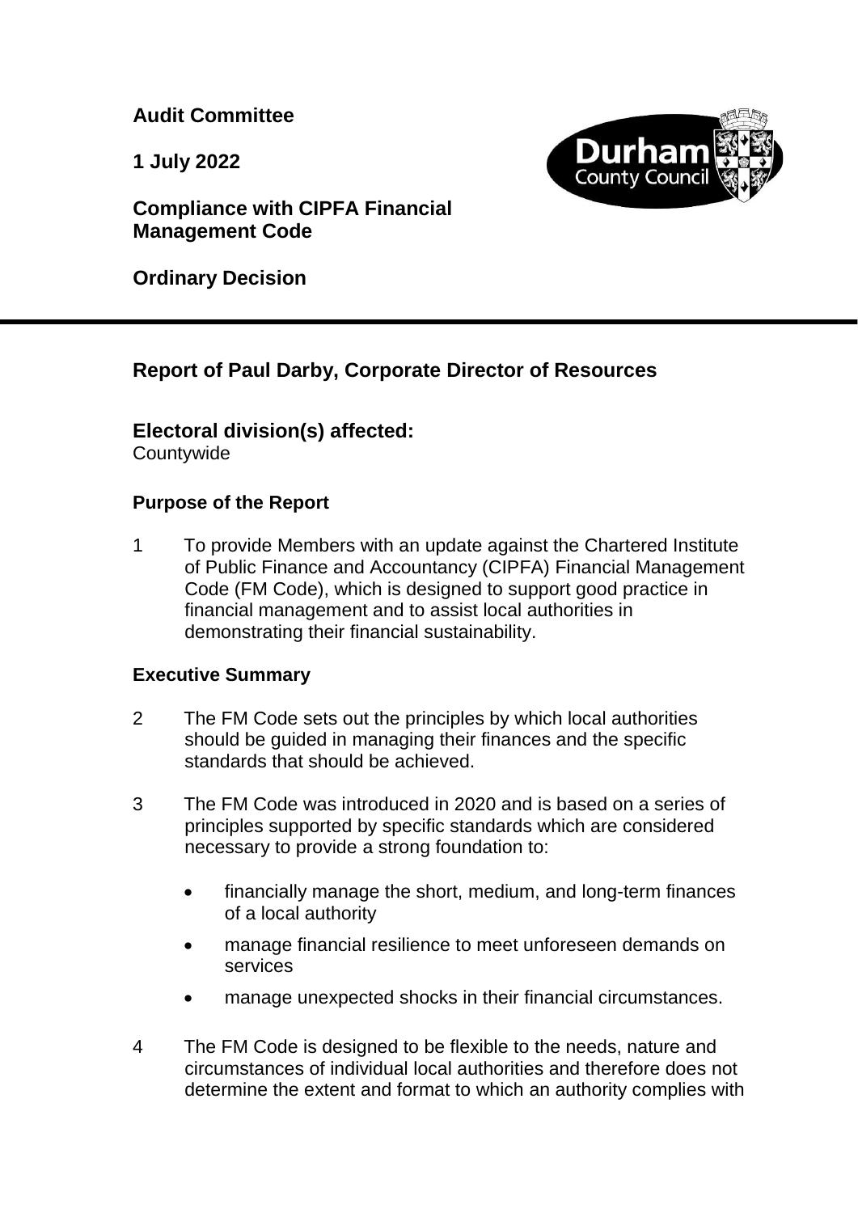**Audit Committee**

**1 July 2022**

**Compliance with CIPFA Financial Management Code**

**Ordinary Decision**

---

## Report of Paul Darby, Corporate Director of Resources

### Electoral division(s) affected:

Countywide

### Purpose of the Report

1 To provide Members with an update against the Chartered Institute of Public Finance and Accountancy (CIPFA) Financial Management Code (FM Code), which is designed to support good practice in financial management and to assist local authorities in demonstrating their financial sustainability.

### Executive Summary

2 The FM Code sets out the principles by which local authorities should be guided in managing their finances and the specific standards that should be achieved.

3 The FM Code was introduced in 2020 and is based on a series of principles supported by specific standards which are considered necessary to provide a strong foundation to:

- financially manage the short, medium, and long-term finances of a local authority
- manage financial resilience to meet unforeseen demands on services
- manage unexpected shocks in their financial circumstances.

4 The FM Code is designed to be flexible to the needs, nature and circumstances of individual local authorities and therefore does not determine the extent and format to which an authority complies with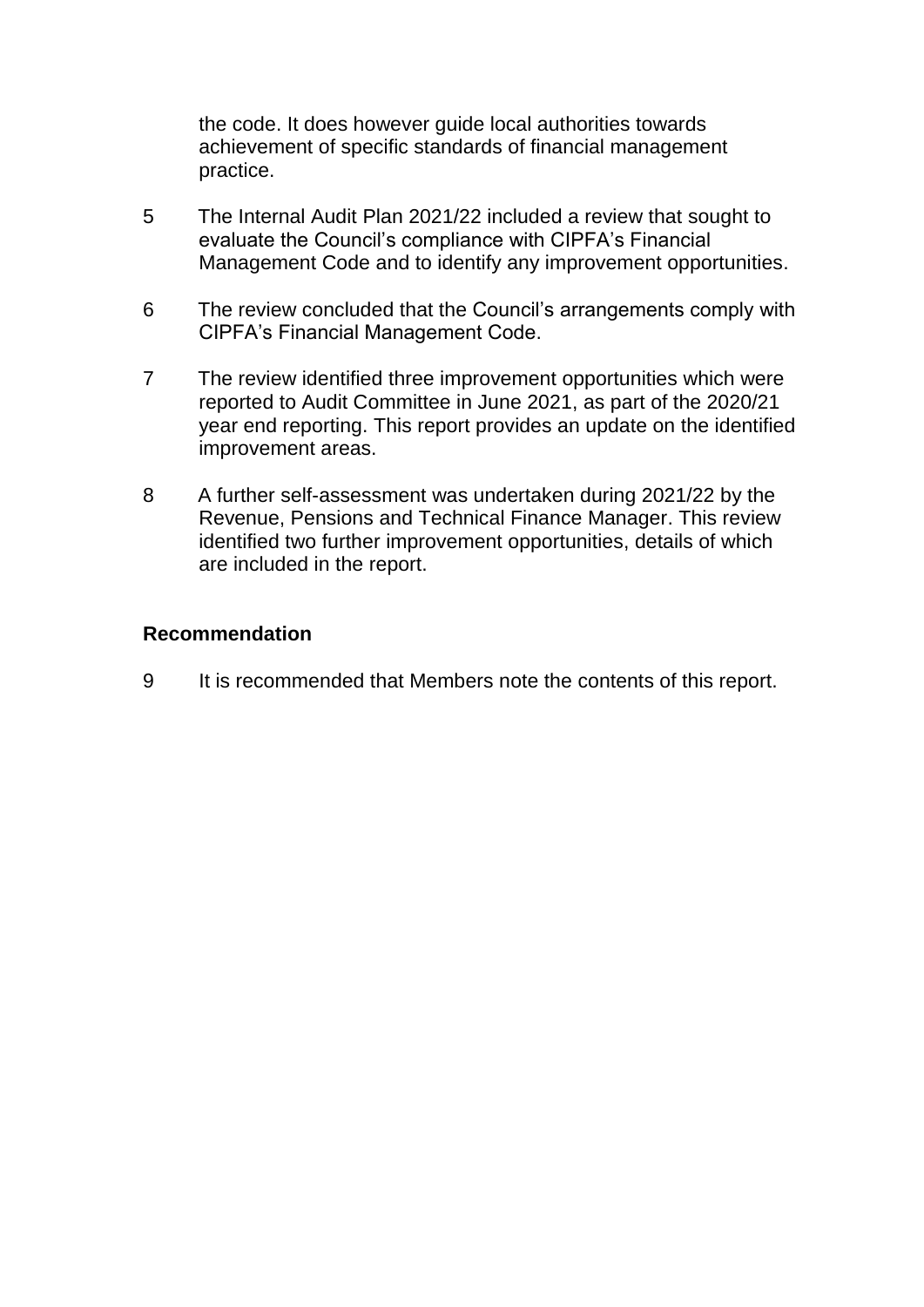the code. It does however guide local authorities towards achievement of specific standards of financial management practice.

5 The Internal Audit Plan 2021/22 included a review that sought to evaluate the Council's compliance with CIPFA's Financial Management Code and to identify any improvement opportunities.

6 The review concluded that the Council's arrangements comply with CIPFA's Financial Management Code.

7 The review identified three improvement opportunities which were reported to Audit Committee in June 2021, as part of the 2020/21 year end reporting. This report provides an update on the identified improvement areas.

8 A further self-assessment was undertaken during 2021/22 by the Revenue, Pensions and Technical Finance Manager. This review identified two further improvement opportunities, details of which are included in the report.

## Recommendation

9 It is recommended that Members note the contents of this report.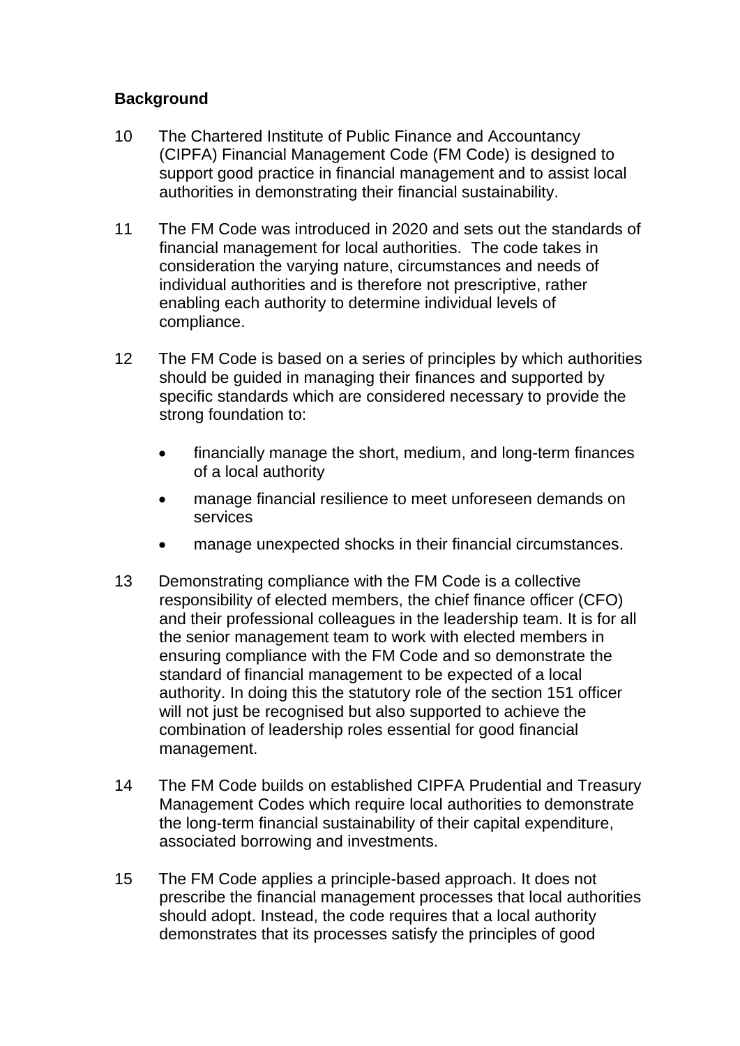## Background

10 The Chartered Institute of Public Finance and Accountancy (CIPFA) Financial Management Code (FM Code) is designed to support good practice in financial management and to assist local authorities in demonstrating their financial sustainability.

11 The FM Code was introduced in 2020 and sets out the standards of financial management for local authorities. The code takes in consideration the varying nature, circumstances and needs of individual authorities and is therefore not prescriptive, rather enabling each authority to determine individual levels of compliance.

12 The FM Code is based on a series of principles by which authorities should be guided in managing their finances and supported by specific standards which are considered necessary to provide the strong foundation to:

- financially manage the short, medium, and long-term finances of a local authority
- manage financial resilience to meet unforeseen demands on services
- manage unexpected shocks in their financial circumstances.

13 Demonstrating compliance with the FM Code is a collective responsibility of elected members, the chief finance officer (CFO) and their professional colleagues in the leadership team. It is for all the senior management team to work with elected members in ensuring compliance with the FM Code and so demonstrate the standard of financial management to be expected of a local authority. In doing this the statutory role of the section 151 officer will not just be recognised but also supported to achieve the combination of leadership roles essential for good financial management.

14 The FM Code builds on established CIPFA Prudential and Treasury Management Codes which require local authorities to demonstrate the long-term financial sustainability of their capital expenditure, associated borrowing and investments.

15 The FM Code applies a principle-based approach. It does not prescribe the financial management processes that local authorities should adopt. Instead, the code requires that a local authority demonstrates that its processes satisfy the principles of good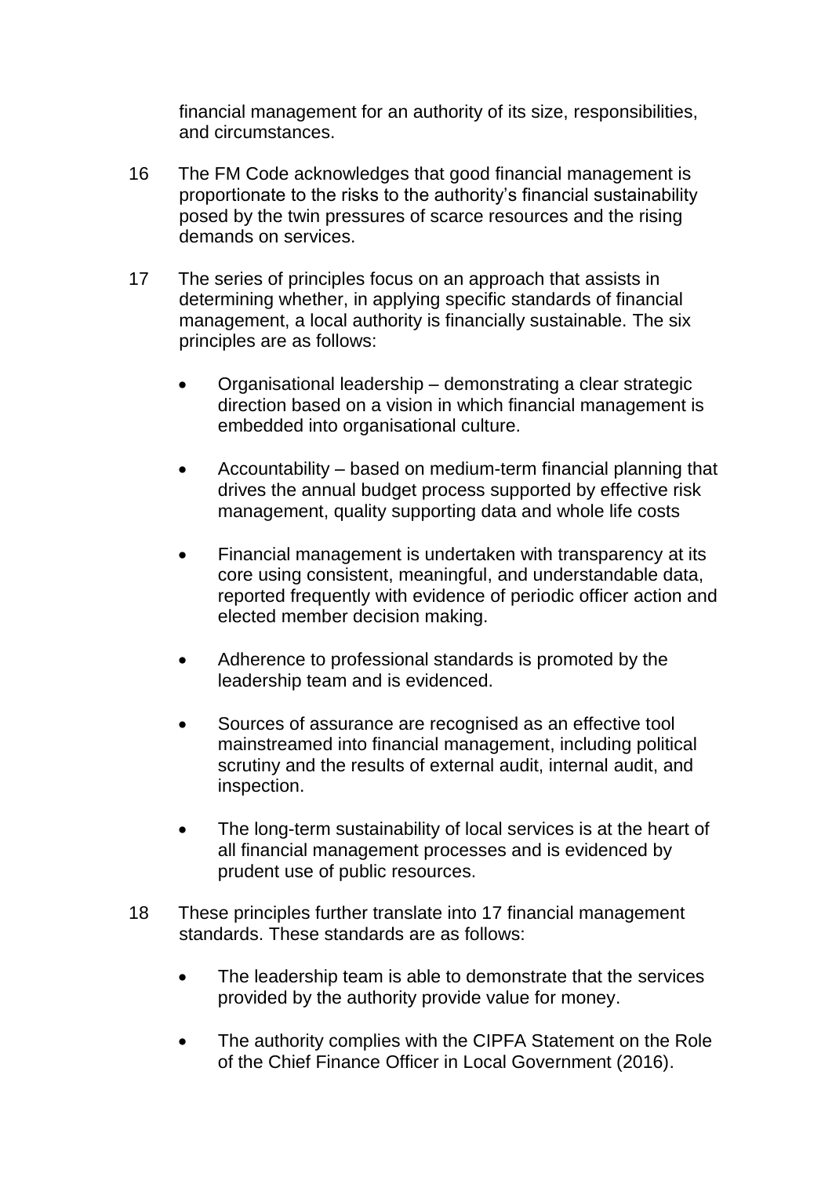financial management for an authority of its size, responsibilities, and circumstances.

16 The FM Code acknowledges that good financial management is proportionate to the risks to the authority's financial sustainability posed by the twin pressures of scarce resources and the rising demands on services.

17 The series of principles focus on an approach that assists in determining whether, in applying specific standards of financial management, a local authority is financially sustainable. The six principles are as follows:

- Organisational leadership – demonstrating a clear strategic direction based on a vision in which financial management is embedded into organisational culture.
- Accountability – based on medium-term financial planning that drives the annual budget process supported by effective risk management, quality supporting data and whole life costs
- Financial management is undertaken with transparency at its core using consistent, meaningful, and understandable data, reported frequently with evidence of periodic officer action and elected member decision making.
- Adherence to professional standards is promoted by the leadership team and is evidenced.
- Sources of assurance are recognised as an effective tool mainstreamed into financial management, including political scrutiny and the results of external audit, internal audit, and inspection.
- The long-term sustainability of local services is at the heart of all financial management processes and is evidenced by prudent use of public resources.

18 These principles further translate into 17 financial management standards. These standards are as follows:

- The leadership team is able to demonstrate that the services provided by the authority provide value for money.
- The authority complies with the CIPFA Statement on the Role of the Chief Finance Officer in Local Government (2016).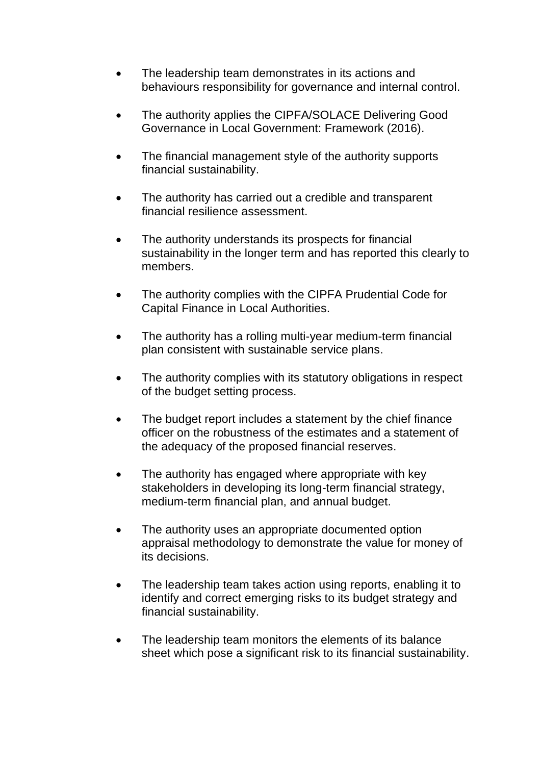- The leadership team demonstrates in its actions and behaviours responsibility for governance and internal control.

- The authority applies the CIPFA/SOLACE Delivering Good Governance in Local Government: Framework (2016).

- The financial management style of the authority supports financial sustainability.

- The authority has carried out a credible and transparent financial resilience assessment.

- The authority understands its prospects for financial sustainability in the longer term and has reported this clearly to members.

- The authority complies with the CIPFA Prudential Code for Capital Finance in Local Authorities.

- The authority has a rolling multi-year medium-term financial plan consistent with sustainable service plans.

- The authority complies with its statutory obligations in respect of the budget setting process.

- The budget report includes a statement by the chief finance officer on the robustness of the estimates and a statement of the adequacy of the proposed financial reserves.

- The authority has engaged where appropriate with key stakeholders in developing its long-term financial strategy, medium-term financial plan, and annual budget.

- The authority uses an appropriate documented option appraisal methodology to demonstrate the value for money of its decisions.

- The leadership team takes action using reports, enabling it to identify and correct emerging risks to its budget strategy and financial sustainability.

- The leadership team monitors the elements of its balance sheet which pose a significant risk to its financial sustainability.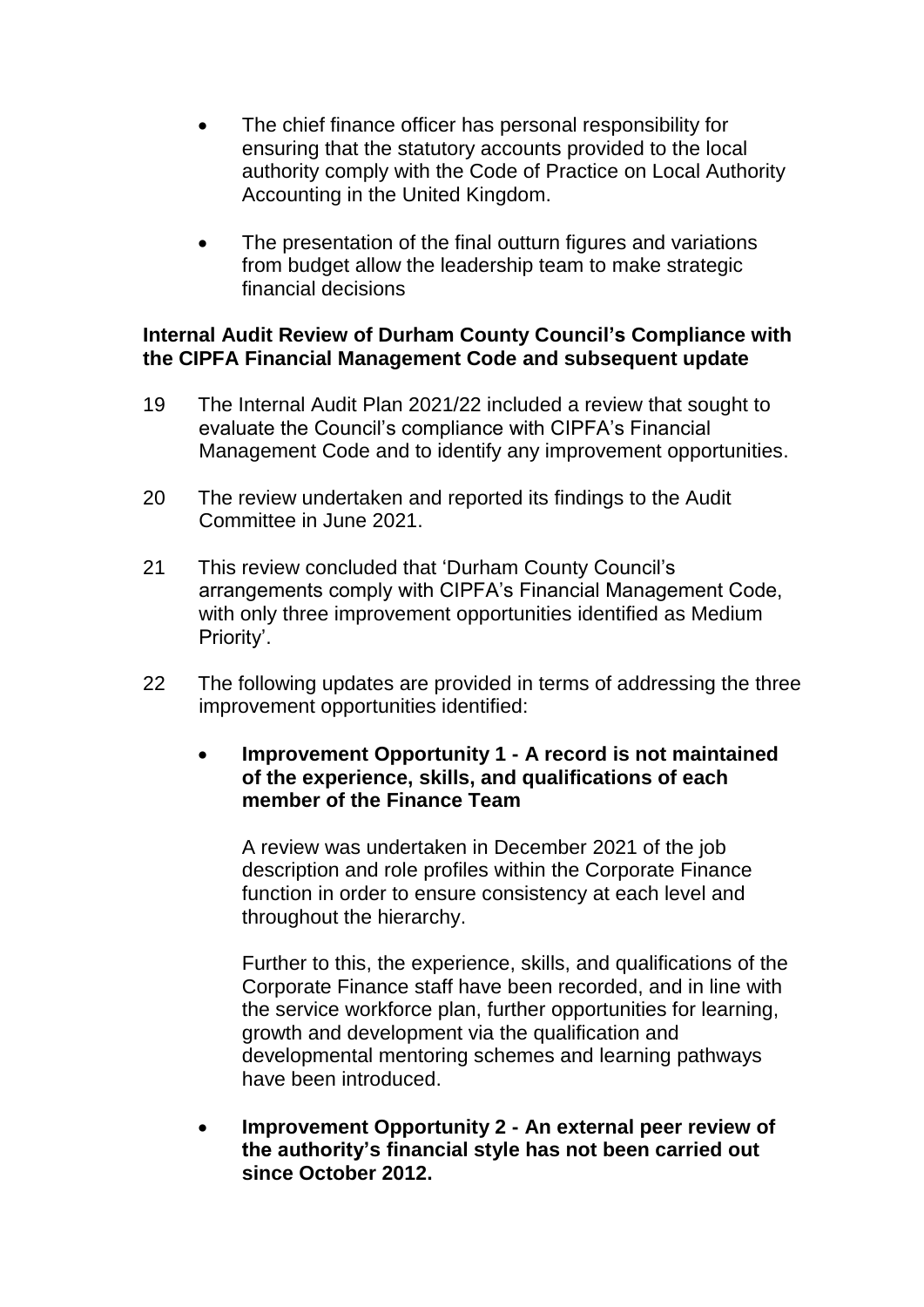- The chief finance officer has personal responsibility for ensuring that the statutory accounts provided to the local authority comply with the Code of Practice on Local Authority Accounting in the United Kingdom.

- The presentation of the final outturn figures and variations from budget allow the leadership team to make strategic financial decisions

**Internal Audit Review of Durham County Council's Compliance with the CIPFA Financial Management Code and subsequent update**

19 The Internal Audit Plan 2021/22 included a review that sought to evaluate the Council's compliance with CIPFA's Financial Management Code and to identify any improvement opportunities.

20 The review undertaken and reported its findings to the Audit Committee in June 2021.

21 This review concluded that 'Durham County Council's arrangements comply with CIPFA's Financial Management Code, with only three improvement opportunities identified as Medium Priority'.

22 The following updates are provided in terms of addressing the three improvement opportunities identified:

- **Improvement Opportunity 1 - A record is not maintained of the experience, skills, and qualifications of each member of the Finance Team**

  A review was undertaken in December 2021 of the job description and role profiles within the Corporate Finance function in order to ensure consistency at each level and throughout the hierarchy.

  Further to this, the experience, skills, and qualifications of the Corporate Finance staff have been recorded, and in line with the service workforce plan, further opportunities for learning, growth and development via the qualification and developmental mentoring schemes and learning pathways have been introduced.

- **Improvement Opportunity 2 - An external peer review of the authority's financial style has not been carried out since October 2012.**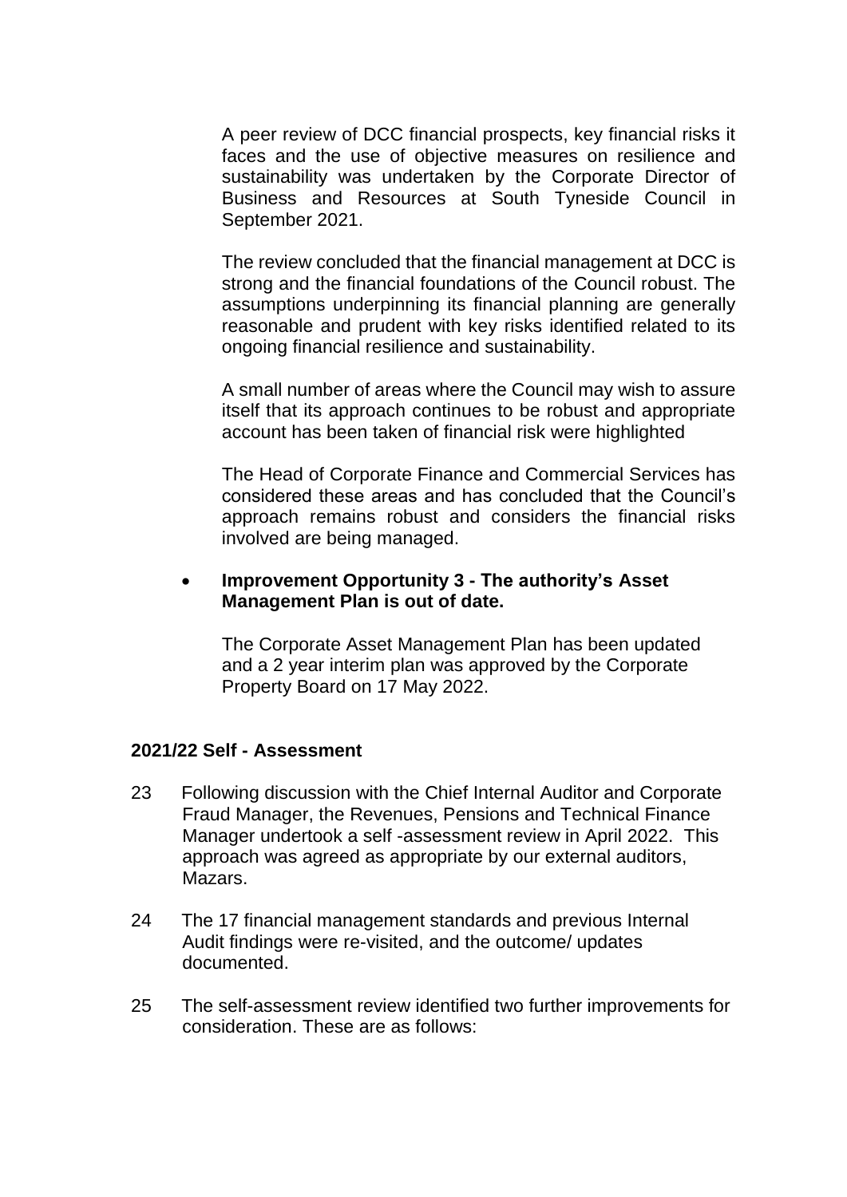A peer review of DCC financial prospects, key financial risks it faces and the use of objective measures on resilience and sustainability was undertaken by the Corporate Director of Business and Resources at South Tyneside Council in September 2021.

The review concluded that the financial management at DCC is strong and the financial foundations of the Council robust. The assumptions underpinning its financial planning are generally reasonable and prudent with key risks identified related to its ongoing financial resilience and sustainability.

A small number of areas where the Council may wish to assure itself that its approach continues to be robust and appropriate account has been taken of financial risk were highlighted

The Head of Corporate Finance and Commercial Services has considered these areas and has concluded that the Council's approach remains robust and considers the financial risks involved are being managed.

- **Improvement Opportunity 3 - The authority's Asset Management Plan is out of date.**

  The Corporate Asset Management Plan has been updated and a 2 year interim plan was approved by the Corporate Property Board on 17 May 2022.

**2021/22 Self - Assessment**

23 Following discussion with the Chief Internal Auditor and Corporate Fraud Manager, the Revenues, Pensions and Technical Finance Manager undertook a self -assessment review in April 2022. This approach was agreed as appropriate by our external auditors, Mazars.

24 The 17 financial management standards and previous Internal Audit findings were re-visited, and the outcome/ updates documented.

25 The self-assessment review identified two further improvements for consideration. These are as follows: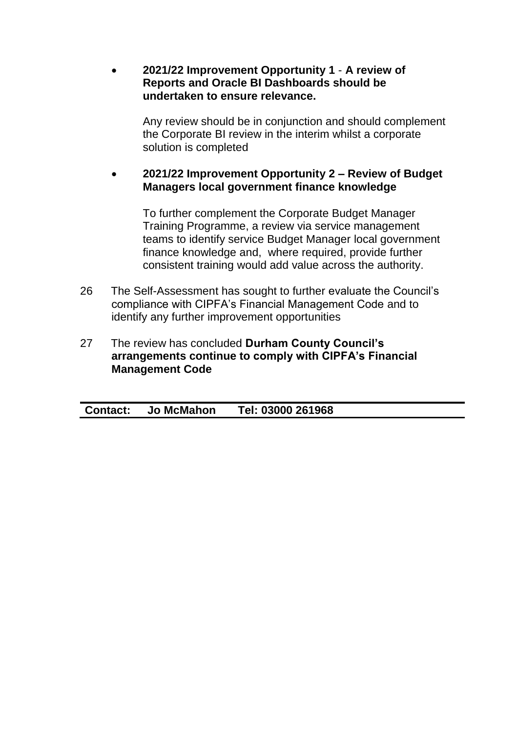- **2021/22 Improvement Opportunity 1 - A review of Reports and Oracle BI Dashboards should be undertaken to ensure relevance.**

  Any review should be in conjunction and should complement the Corporate BI review in the interim whilst a corporate solution is completed

- **2021/22 Improvement Opportunity 2 – Review of Budget Managers local government finance knowledge**

  To further complement the Corporate Budget Manager Training Programme, a review via service management teams to identify service Budget Manager local government finance knowledge and, where required, provide further consistent training would add value across the authority.

26 The Self-Assessment has sought to further evaluate the Council's compliance with CIPFA's Financial Management Code and to identify any further improvement opportunities

27 The review has concluded **Durham County Council's arrangements continue to comply with CIPFA's Financial Management Code**

**Contact: Jo McMahon Tel: 03000 261968**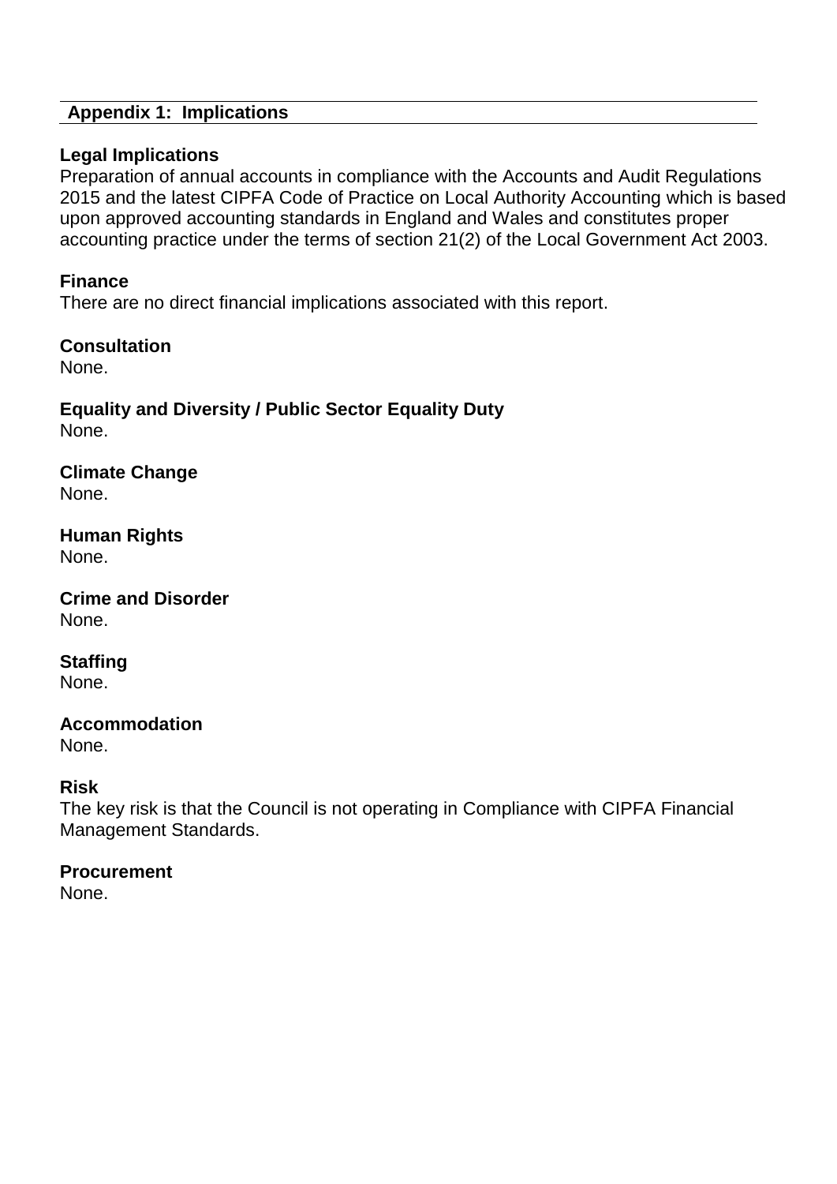## Appendix 1: Implications

**Legal Implications**
Preparation of annual accounts in compliance with the Accounts and Audit Regulations 2015 and the latest CIPFA Code of Practice on Local Authority Accounting which is based upon approved accounting standards in England and Wales and constitutes proper accounting practice under the terms of section 21(2) of the Local Government Act 2003.

**Finance**
There are no direct financial implications associated with this report.

**Consultation**
None.

**Equality and Diversity / Public Sector Equality Duty**
None.

**Climate Change**
None.

**Human Rights**
None.

**Crime and Disorder**
None.

**Staffing**
None.

**Accommodation**
None.

**Risk**
The key risk is that the Council is not operating in Compliance with CIPFA Financial Management Standards.

**Procurement**
None.